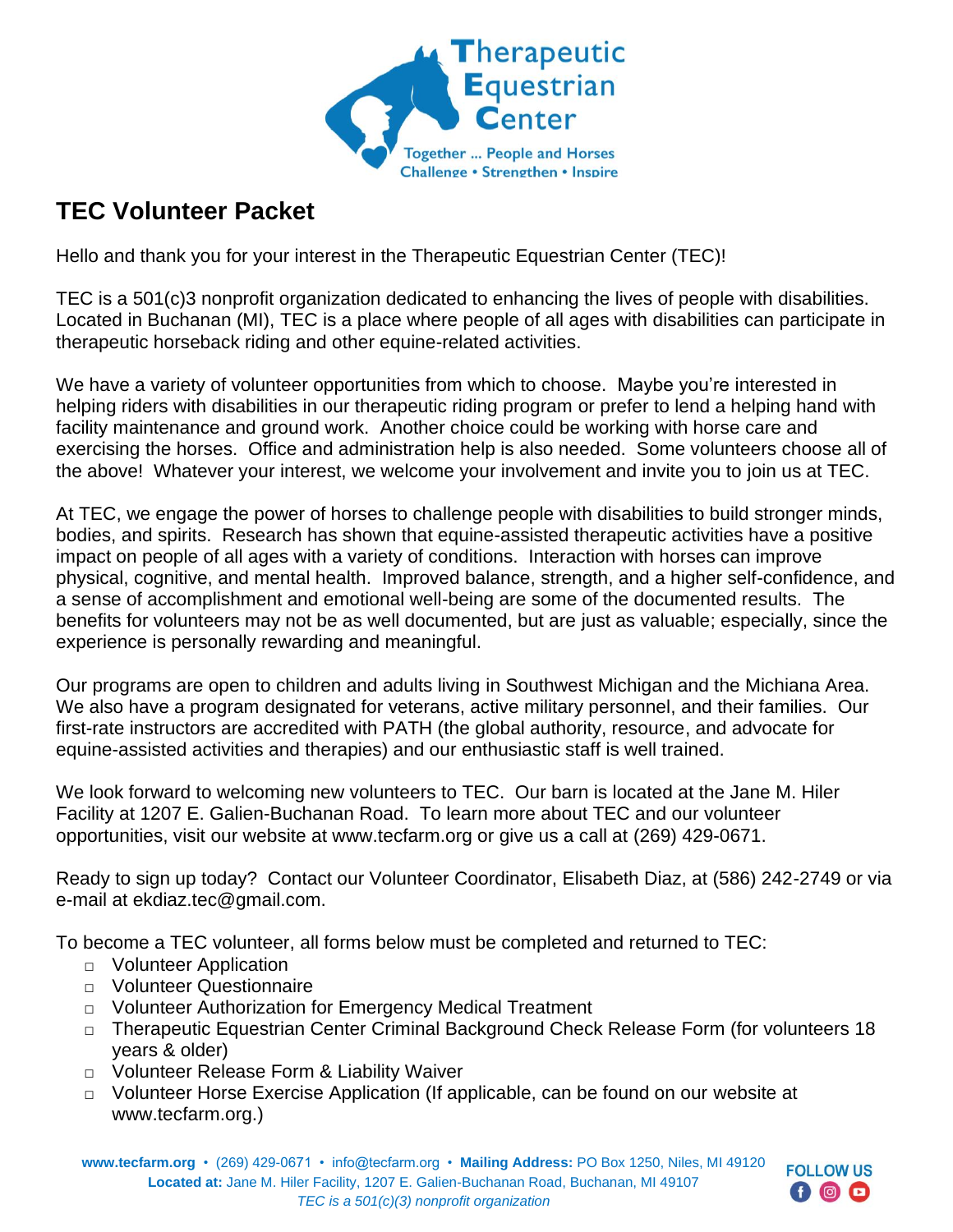Therapeutic Equestrian Center

Together ... People and Horses
Challenge • Strengthen • Inspire

## TEC Volunteer Packet

Hello and thank you for your interest in the Therapeutic Equestrian Center (TEC)!

TEC is a 501(c)3 nonprofit organization dedicated to enhancing the lives of people with disabilities. Located in Buchanan (MI), TEC is a place where people of all ages with disabilities can participate in therapeutic horseback riding and other equine-related activities.

We have a variety of volunteer opportunities from which to choose. Maybe you're interested in helping riders with disabilities in our therapeutic riding program or prefer to lend a helping hand with facility maintenance and ground work. Another choice could be working with horse care and exercising the horses. Office and administration help is also needed. Some volunteers choose all of the above! Whatever your interest, we welcome your involvement and invite you to join us at TEC.

At TEC, we engage the power of horses to challenge people with disabilities to build stronger minds, bodies, and spirits. Research has shown that equine-assisted therapeutic activities have a positive impact on people of all ages with a variety of conditions. Interaction with horses can improve physical, cognitive, and mental health. Improved balance, strength, and a higher self-confidence, and a sense of accomplishment and emotional well-being are some of the documented results. The benefits for volunteers may not be as well documented, but are just as valuable; especially, since the experience is personally rewarding and meaningful.

Our programs are open to children and adults living in Southwest Michigan and the Michiana Area. We also have a program designated for veterans, active military personnel, and their families. Our first-rate instructors are accredited with PATH (the global authority, resource, and advocate for equine-assisted activities and therapies) and our enthusiastic staff is well trained.

We look forward to welcoming new volunteers to TEC. Our barn is located at the Jane M. Hiler Facility at 1207 E. Galien-Buchanan Road. To learn more about TEC and our volunteer opportunities, visit our website at www.tecfarm.org or give us a call at (269) 429-0671.

Ready to sign up today? Contact our Volunteer Coordinator, Elisabeth Diaz, at (586) 242-2749 or via e-mail at ekdiaz.tec@gmail.com.

To become a TEC volunteer, all forms below must be completed and returned to TEC:

- □ Volunteer Application
- □ Volunteer Questionnaire
- □ Volunteer Authorization for Emergency Medical Treatment
- □ Therapeutic Equestrian Center Criminal Background Check Release Form (for volunteers 18 years & older)
- □ Volunteer Release Form & Liability Waiver
- □ Volunteer Horse Exercise Application (If applicable, can be found on our website at www.tecfarm.org.)

**www.tecfarm.org** • (269) 429-0671 • info@tecfarm.org • **Mailing Address:** PO Box 1250, Niles, MI 49120
**Located at:** Jane M. Hiler Facility, 1207 E. Galien-Buchanan Road, Buchanan, MI 49107
*TEC is a 501(c)(3) nonprofit organization*

FOLLOW US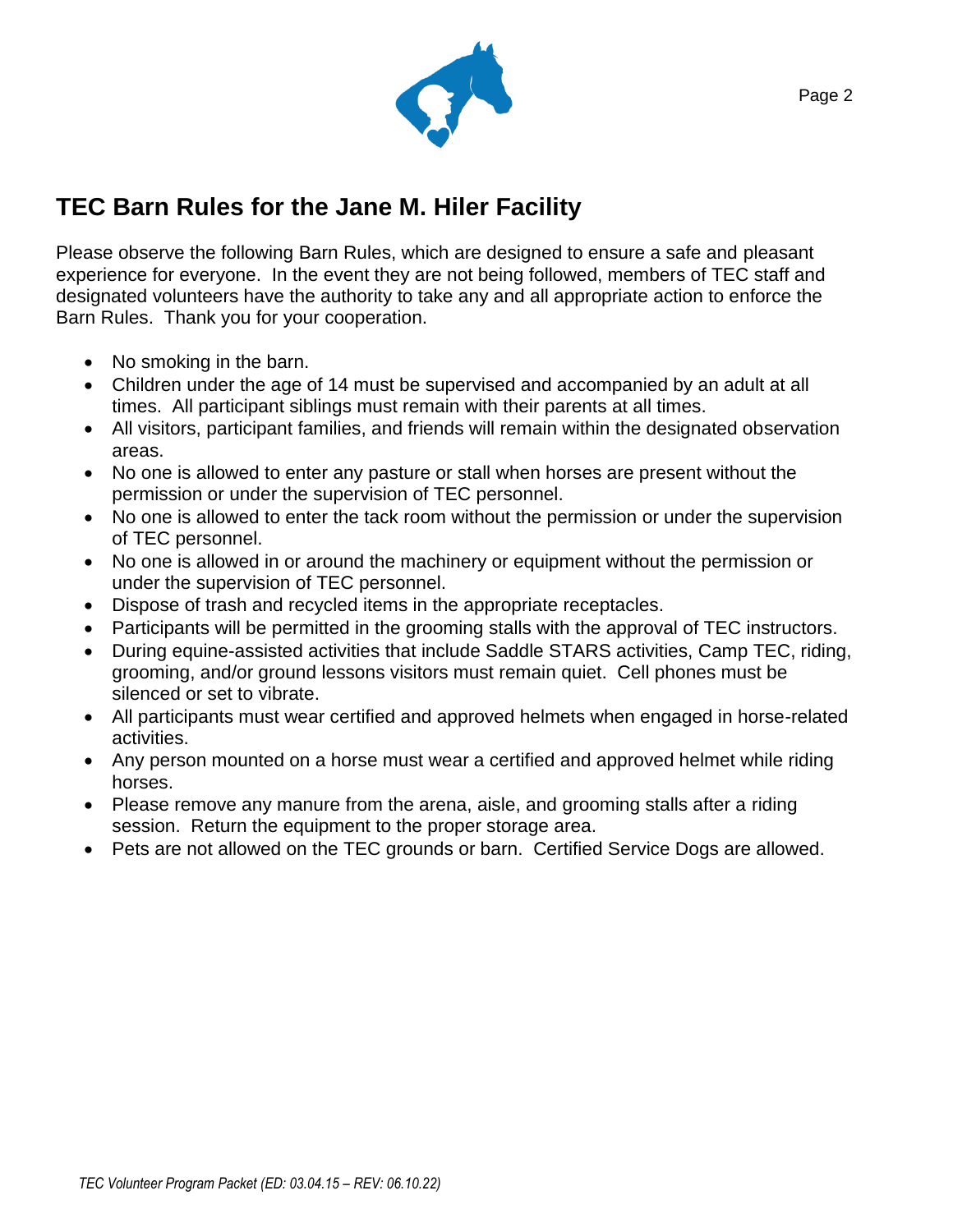# TEC Barn Rules for the Jane M. Hiler Facility

Please observe the following Barn Rules, which are designed to ensure a safe and pleasant experience for everyone. In the event they are not being followed, members of TEC staff and designated volunteers have the authority to take any and all appropriate action to enforce the Barn Rules. Thank you for your cooperation.

- No smoking in the barn.
- Children under the age of 14 must be supervised and accompanied by an adult at all times. All participant siblings must remain with their parents at all times.
- All visitors, participant families, and friends will remain within the designated observation areas.
- No one is allowed to enter any pasture or stall when horses are present without the permission or under the supervision of TEC personnel.
- No one is allowed to enter the tack room without the permission or under the supervision of TEC personnel.
- No one is allowed in or around the machinery or equipment without the permission or under the supervision of TEC personnel.
- Dispose of trash and recycled items in the appropriate receptacles.
- Participants will be permitted in the grooming stalls with the approval of TEC instructors.
- During equine-assisted activities that include Saddle STARS activities, Camp TEC, riding, grooming, and/or ground lessons visitors must remain quiet. Cell phones must be silenced or set to vibrate.
- All participants must wear certified and approved helmets when engaged in horse-related activities.
- Any person mounted on a horse must wear a certified and approved helmet while riding horses.
- Please remove any manure from the arena, aisle, and grooming stalls after a riding session. Return the equipment to the proper storage area.
- Pets are not allowed on the TEC grounds or barn. Certified Service Dogs are allowed.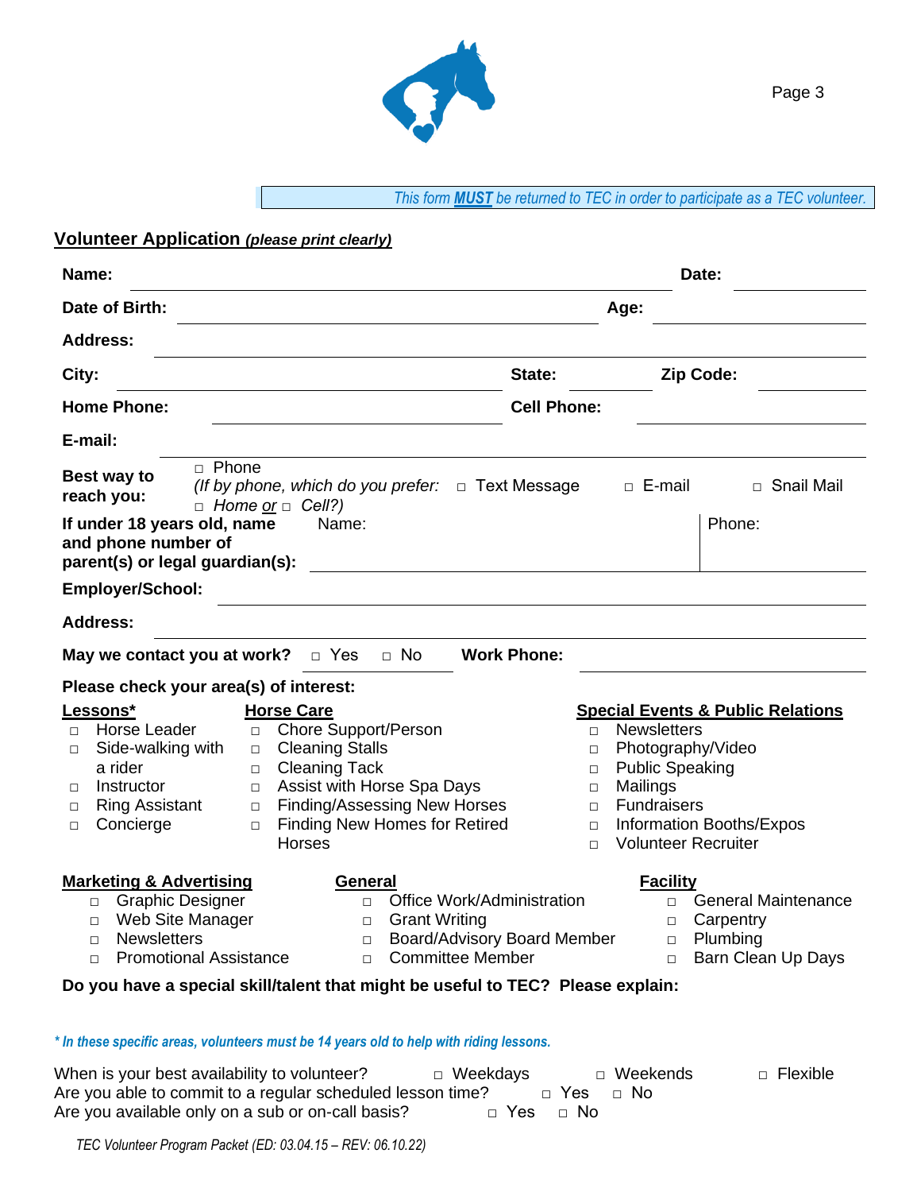*This form **MUST** be returned to TEC in order to participate as a TEC volunteer.*

## Volunteer Application *(please print clearly)*

**Name:** ______________________________ **Date:** __________

**Date of Birth:** ______________________________ **Age:** __________

**Address:** ______________________________

**City:** ______________________ **State:** __________ **Zip Code:** __________

**Home Phone:** ______________________ **Cell Phone:** ______________________

**E-mail:** ______________________________

**Best way to reach you:** □ Phone *(If by phone, which do you prefer: □ Home or □ Cell?)* □ Text Message □ E-mail □ Snail Mail

**If under 18 years old, name and phone number of parent(s) or legal guardian(s):** Name: ______________________ Phone: __________

**Employer/School:** ______________________________

**Address:** ______________________________

**May we contact you at work?** □ Yes □ No **Work Phone:** ______________________

**Please check your area(s) of interest:**

**Lessons***
- □ Horse Leader
- □ Side-walking with a rider
- □ Instructor
- □ Ring Assistant
- □ Concierge

**Horse Care**
- □ Chore Support/Person
- □ Cleaning Stalls
- □ Cleaning Tack
- □ Assist with Horse Spa Days
- □ Finding/Assessing New Horses
- □ Finding New Homes for Retired Horses

**Special Events & Public Relations**
- □ Newsletters
- □ Photography/Video
- □ Public Speaking
- □ Mailings
- □ Fundraisers
- □ Information Booths/Expos
- □ Volunteer Recruiter

**Marketing & Advertising**
- □ Graphic Designer
- □ Web Site Manager
- □ Newsletters
- □ Promotional Assistance

**General**
- □ Office Work/Administration
- □ Grant Writing
- □ Board/Advisory Board Member
- □ Committee Member

**Facility**
- □ General Maintenance
- □ Carpentry
- □ Plumbing
- □ Barn Clean Up Days

**Do you have a special skill/talent that might be useful to TEC? Please explain:**

*** In these specific areas, volunteers must be 14 years old to help with riding lessons.**

When is your best availability to volunteer? □ Weekdays □ Weekends □ Flexible
Are you able to commit to a regular scheduled lesson time? □ Yes □ No
Are you available only on a sub or on-call basis? □ Yes □ No

*TEC Volunteer Program Packet (ED: 03.04.15 – REV: 06.10.22)*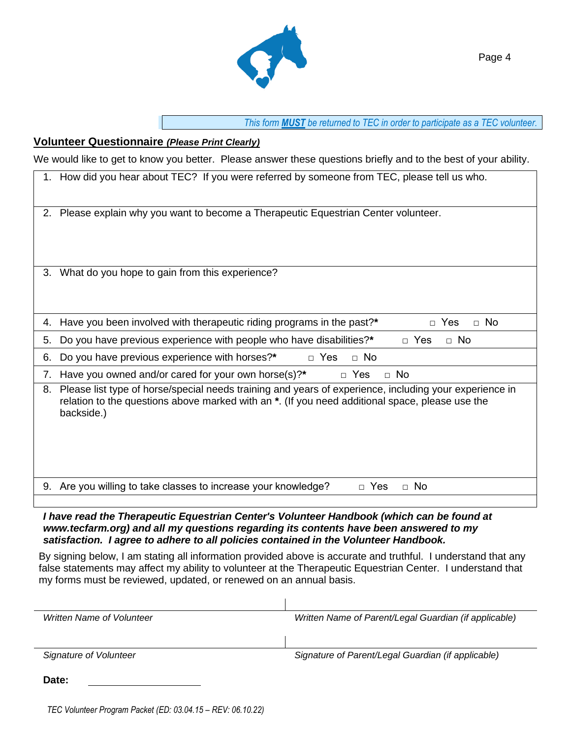*This form **MUST** be returned to TEC in order to participate as a TEC volunteer.*

## Volunteer Questionnaire *(Please Print Clearly)*

We would like to get to know you better. Please answer these questions briefly and to the best of your ability.

1. How did you hear about TEC? If you were referred by someone from TEC, please tell us who.

2. Please explain why you want to become a Therapeutic Equestrian Center volunteer.

3. What do you hope to gain from this experience?

4. Have you been involved with therapeutic riding programs in the past?* □ Yes □ No
5. Do you have previous experience with people who have disabilities?* □ Yes □ No
6. Do you have previous experience with horses?* □ Yes □ No
7. Have you owned and/or cared for your own horse(s)?* □ Yes □ No
8. Please list type of horse/special needs training and years of experience, including your experience in relation to the questions above marked with an *. (If you need additional space, please use the backside.)

9. Are you willing to take classes to increase your knowledge? □ Yes □ No

***I have read the Therapeutic Equestrian Center's Volunteer Handbook (which can be found at www.tecfarm.org) and all my questions regarding its contents have been answered to my satisfaction. I agree to adhere to all policies contained in the Volunteer Handbook.***

By signing below, I am stating all information provided above is accurate and truthful. I understand that any false statements may affect my ability to volunteer at the Therapeutic Equestrian Center. I understand that my forms must be reviewed, updated, or renewed on an annual basis.

| | |
|---|---|
| *Written Name of Volunteer* | *Written Name of Parent/Legal Guardian (if applicable)* |
| *Signature of Volunteer* | *Signature of Parent/Legal Guardian (if applicable)* |

**Date:** ____________________

*TEC Volunteer Program Packet (ED: 03.04.15 – REV: 06.10.22)*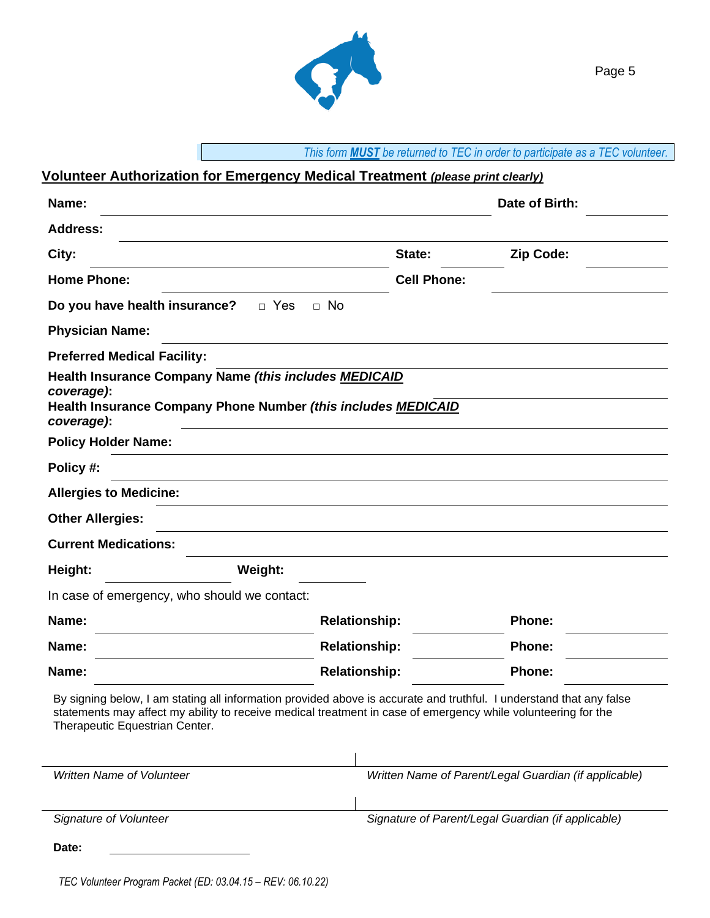*This form **MUST** be returned to TEC in order to participate as a TEC volunteer.*

## Volunteer Authorization for Emergency Medical Treatment *(please print clearly)*

**Name:** ______________________________ **Date of Birth:** __________

**Address:** ______________________________

**City:** ______________________________ **State:** __________ **Zip Code:** __________

**Home Phone:** ______________________________ **Cell Phone:** ______________________________

**Do you have health insurance?** □ Yes □ No

**Physician Name:** ______________________________

**Preferred Medical Facility:** ______________________________

**Health Insurance Company Name *(this includes MEDICAID coverage)*:** ______________________________

**Health Insurance Company Phone Number *(this includes MEDICAID coverage)*:** ______________________________

**Policy Holder Name:** ______________________________

**Policy #:** ______________________________

**Allergies to Medicine:** ______________________________

**Other Allergies:** ______________________________

**Current Medications:** ______________________________

**Height:** __________ **Weight:** __________

In case of emergency, who should we contact:

**Name:** ______________________________ **Relationship:** __________ **Phone:** __________

**Name:** ______________________________ **Relationship:** __________ **Phone:** __________

**Name:** ______________________________ **Relationship:** __________ **Phone:** __________

By signing below, I am stating all information provided above is accurate and truthful. I understand that any false statements may affect my ability to receive medical treatment in case of emergency while volunteering for the Therapeutic Equestrian Center.

| | |
|---|---|
| *Written Name of Volunteer* | *Written Name of Parent/Legal Guardian (if applicable)* |
| *Signature of Volunteer* | *Signature of Parent/Legal Guardian (if applicable)* |

**Date:** __________

*TEC Volunteer Program Packet (ED: 03.04.15 – REV: 06.10.22)*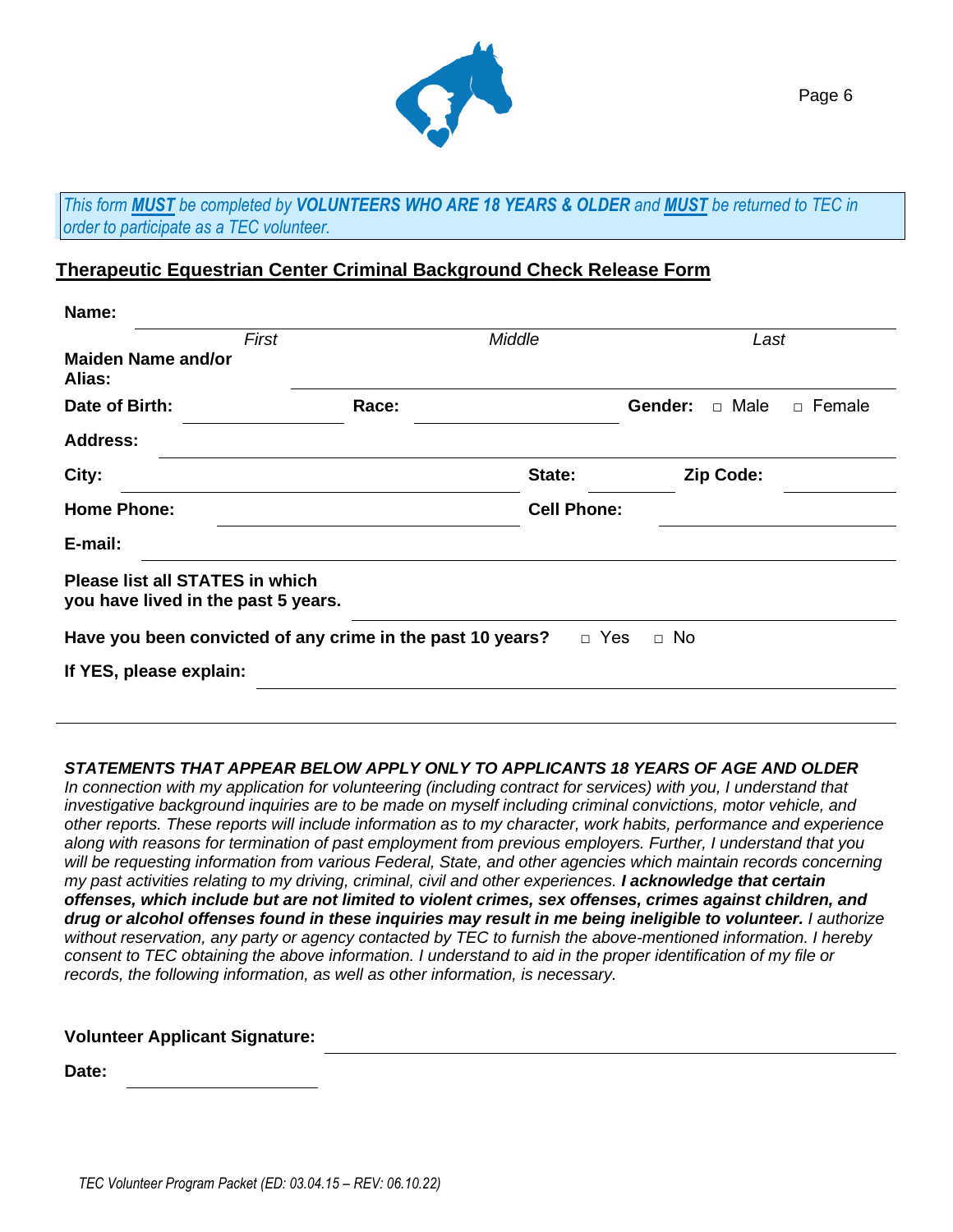*This form **MUST** be completed by **VOLUNTEERS WHO ARE 18 YEARS & OLDER** and **MUST** be returned to TEC in order to participate as a TEC volunteer.*

## Therapeutic Equestrian Center Criminal Background Check Release Form

**Name:** ______________________________________________

*First* &nbsp;&nbsp;&nbsp;&nbsp; *Middle* &nbsp;&nbsp;&nbsp;&nbsp; *Last*

**Maiden Name and/or Alias:** ______________________________

**Date of Birth:** ____________ **Race:** ____________ **Gender:** □ Male □ Female

**Address:** ______________________________________________

**City:** ____________________ **State:** ________ **Zip Code:** ________

**Home Phone:** ____________________ **Cell Phone:** ____________________

**E-mail:** ______________________________________________

**Please list all STATES in which you have lived in the past 5 years.** ____________________

**Have you been convicted of any crime in the past 10 years?** □ Yes □ No

**If YES, please explain:** ______________________________________________

______________________________________________

***STATEMENTS THAT APPEAR BELOW APPLY ONLY TO APPLICANTS 18 YEARS OF AGE AND OLDER***

*In connection with my application for volunteering (including contract for services) with you, I understand that investigative background inquiries are to be made on myself including criminal convictions, motor vehicle, and other reports. These reports will include information as to my character, work habits, performance and experience along with reasons for termination of past employment from previous employers. Further, I understand that you will be requesting information from various Federal, State, and other agencies which maintain records concerning my past activities relating to my driving, criminal, civil and other experiences.* ***I acknowledge that certain offenses, which include but are not limited to violent crimes, sex offenses, crimes against children, and drug or alcohol offenses found in these inquiries may result in me being ineligible to volunteer.*** *I authorize without reservation, any party or agency contacted by TEC to furnish the above-mentioned information. I hereby consent to TEC obtaining the above information. I understand to aid in the proper identification of my file or records, the following information, as well as other information, is necessary.*

**Volunteer Applicant Signature:** ______________________________

**Date:** ____________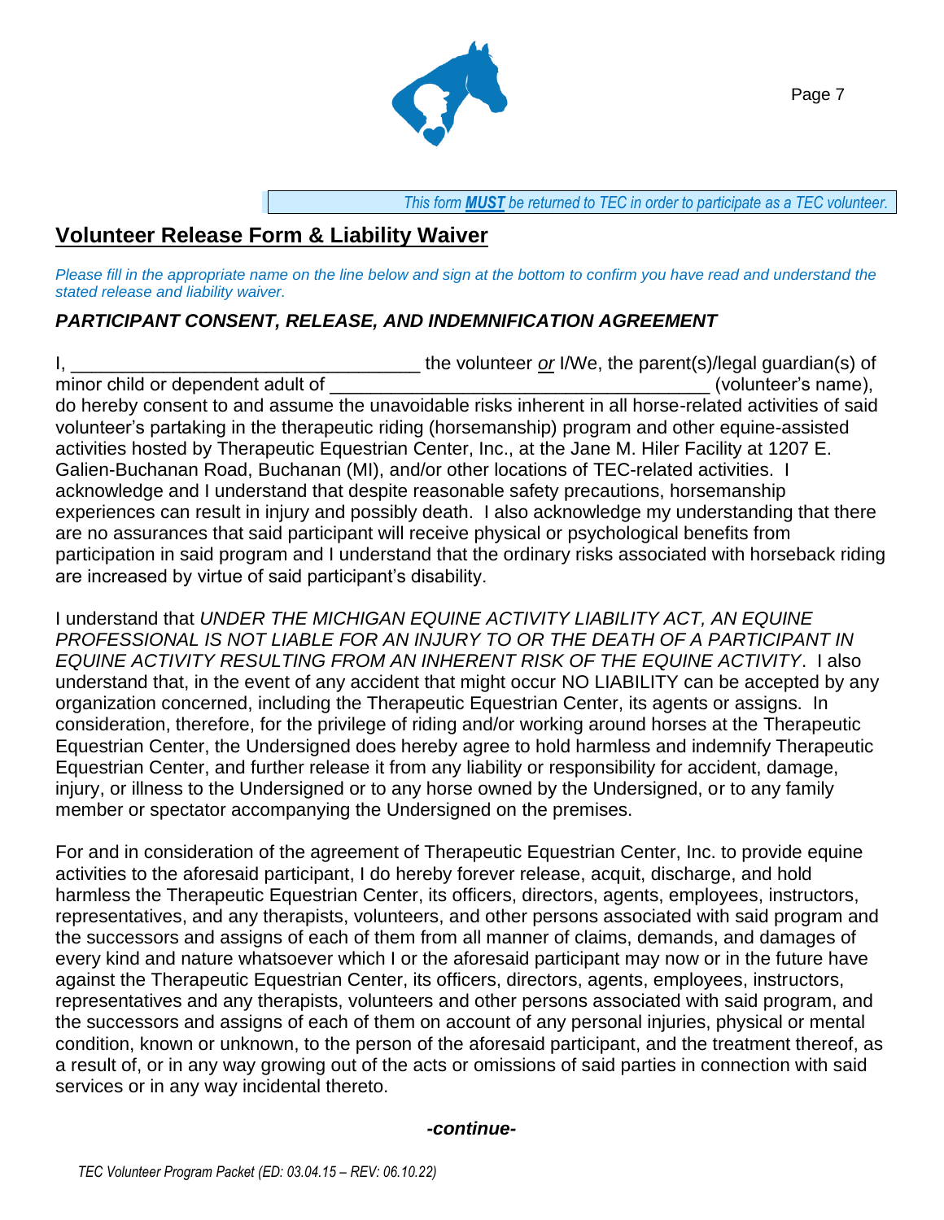*This form **MUST** be returned to TEC in order to participate as a TEC volunteer.*

## Volunteer Release Form & Liability Waiver

*Please fill in the appropriate name on the line below and sign at the bottom to confirm you have read and understand the stated release and liability waiver.*

### *PARTICIPANT CONSENT, RELEASE, AND INDEMNIFICATION AGREEMENT*

I, _________________________________ the volunteer *or* I/We, the parent(s)/legal guardian(s) of minor child or dependent adult of ____________________________________ (volunteer's name), do hereby consent to and assume the unavoidable risks inherent in all horse-related activities of said volunteer's partaking in the therapeutic riding (horsemanship) program and other equine-assisted activities hosted by Therapeutic Equestrian Center, Inc., at the Jane M. Hiler Facility at 1207 E. Galien-Buchanan Road, Buchanan (MI), and/or other locations of TEC-related activities. I acknowledge and I understand that despite reasonable safety precautions, horsemanship experiences can result in injury and possibly death. I also acknowledge my understanding that there are no assurances that said participant will receive physical or psychological benefits from participation in said program and I understand that the ordinary risks associated with horseback riding are increased by virtue of said participant's disability.

I understand that *UNDER THE MICHIGAN EQUINE ACTIVITY LIABILITY ACT, AN EQUINE PROFESSIONAL IS NOT LIABLE FOR AN INJURY TO OR THE DEATH OF A PARTICIPANT IN EQUINE ACTIVITY RESULTING FROM AN INHERENT RISK OF THE EQUINE ACTIVITY*. I also understand that, in the event of any accident that might occur NO LIABILITY can be accepted by any organization concerned, including the Therapeutic Equestrian Center, its agents or assigns. In consideration, therefore, for the privilege of riding and/or working around horses at the Therapeutic Equestrian Center, the Undersigned does hereby agree to hold harmless and indemnify Therapeutic Equestrian Center, and further release it from any liability or responsibility for accident, damage, injury, or illness to the Undersigned or to any horse owned by the Undersigned, or to any family member or spectator accompanying the Undersigned on the premises.

For and in consideration of the agreement of Therapeutic Equestrian Center, Inc. to provide equine activities to the aforesaid participant, I do hereby forever release, acquit, discharge, and hold harmless the Therapeutic Equestrian Center, its officers, directors, agents, employees, instructors, representatives, and any therapists, volunteers, and other persons associated with said program and the successors and assigns of each of them from all manner of claims, demands, and damages of every kind and nature whatsoever which I or the aforesaid participant may now or in the future have against the Therapeutic Equestrian Center, its officers, directors, agents, employees, instructors, representatives and any therapists, volunteers and other persons associated with said program, and the successors and assigns of each of them on account of any personal injuries, physical or mental condition, known or unknown, to the person of the aforesaid participant, and the treatment thereof, as a result of, or in any way growing out of the acts or omissions of said parties in connection with said services or in any way incidental thereto.

***-continue-***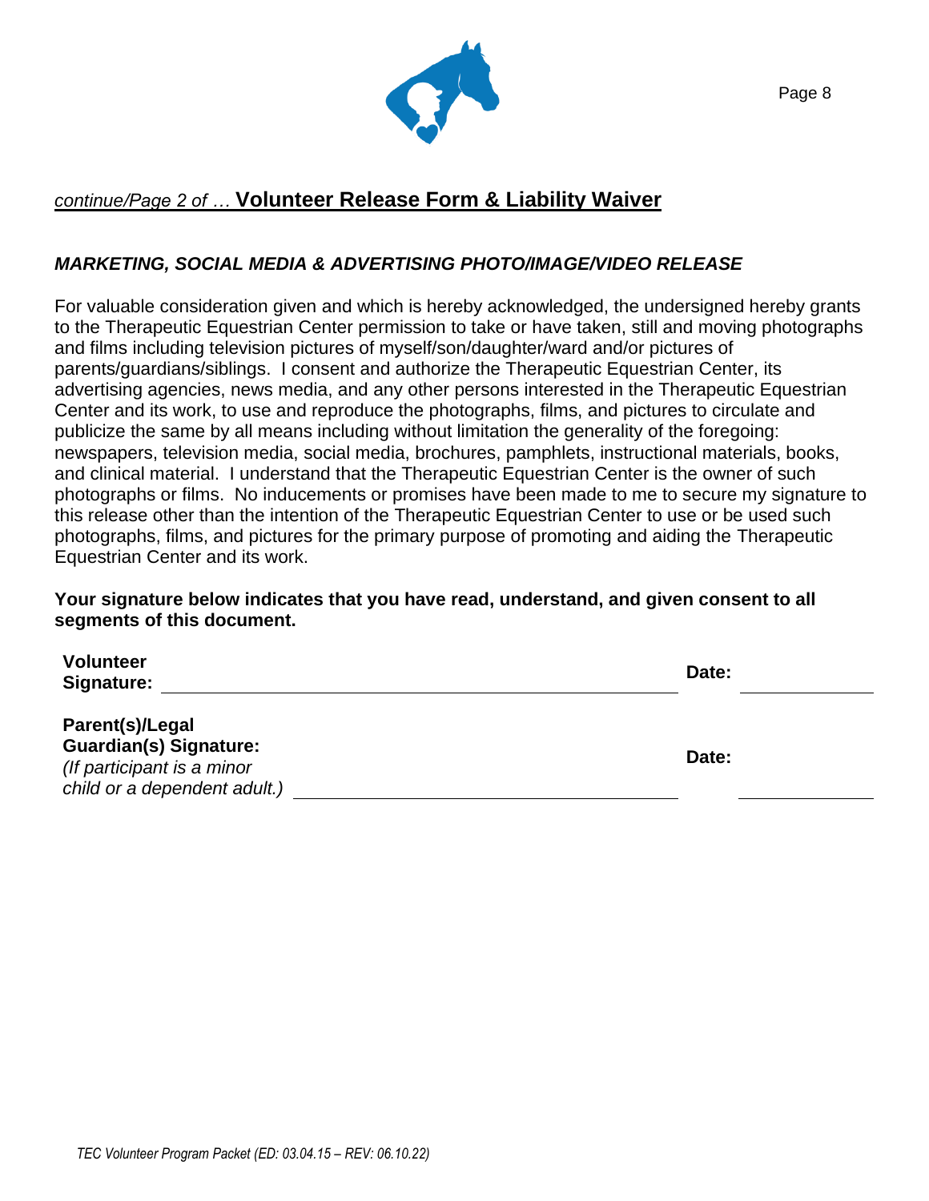*continue/Page 2 of …* **Volunteer Release Form & Liability Waiver**

***MARKETING, SOCIAL MEDIA & ADVERTISING PHOTO/IMAGE/VIDEO RELEASE***

For valuable consideration given and which is hereby acknowledged, the undersigned hereby grants to the Therapeutic Equestrian Center permission to take or have taken, still and moving photographs and films including television pictures of myself/son/daughter/ward and/or pictures of parents/guardians/siblings. I consent and authorize the Therapeutic Equestrian Center, its advertising agencies, news media, and any other persons interested in the Therapeutic Equestrian Center and its work, to use and reproduce the photographs, films, and pictures to circulate and publicize the same by all means including without limitation the generality of the foregoing: newspapers, television media, social media, brochures, pamphlets, instructional materials, books, and clinical material. I understand that the Therapeutic Equestrian Center is the owner of such photographs or films. No inducements or promises have been made to me to secure my signature to this release other than the intention of the Therapeutic Equestrian Center to use or be used such photographs, films, and pictures for the primary purpose of promoting and aiding the Therapeutic Equestrian Center and its work.

**Your signature below indicates that you have read, understand, and given consent to all segments of this document.**

**Volunteer Signature:** ______________________________ **Date:** ____________

**Parent(s)/Legal Guardian(s) Signature:**
*(If participant is a minor child or a dependent adult.)* ______________________________ **Date:** ____________

*TEC Volunteer Program Packet (ED: 03.04.15 – REV: 06.10.22)*